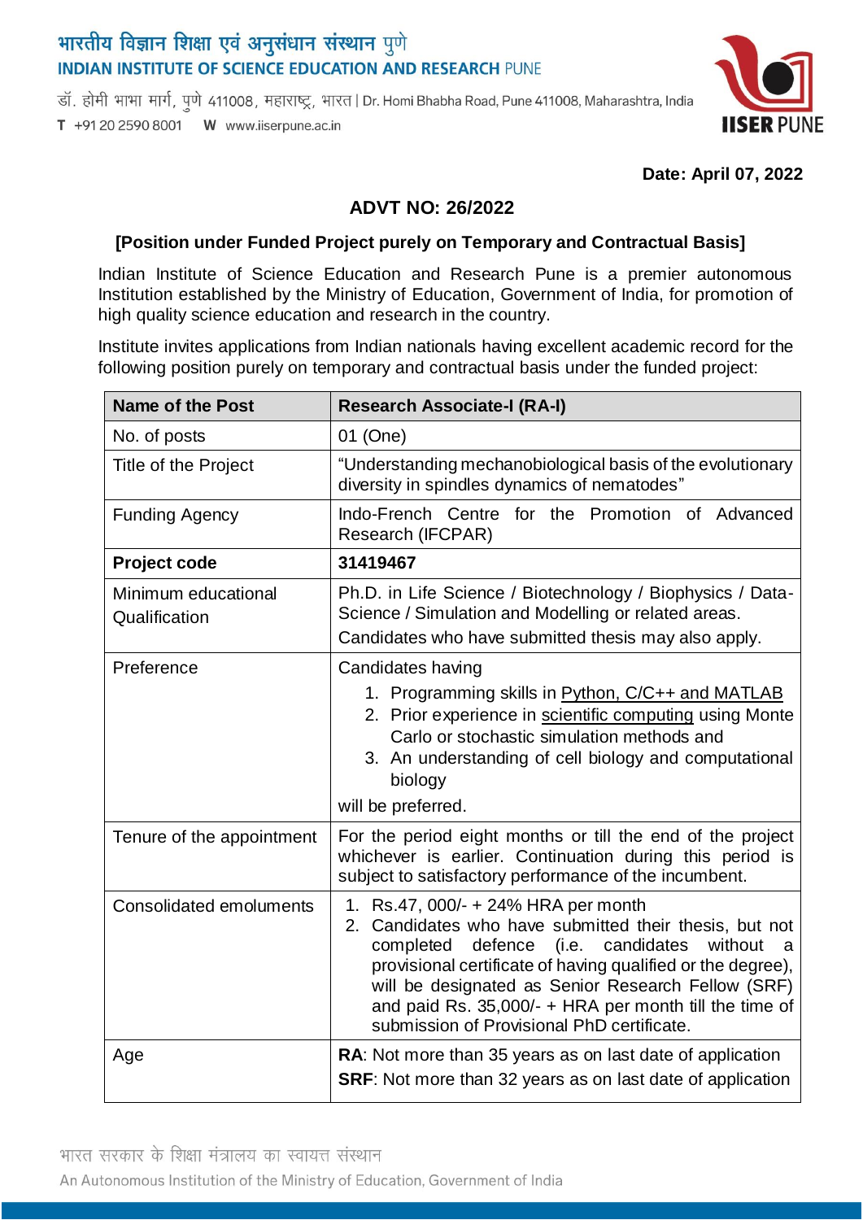# भारतीय विज्ञान शिक्षा एवं अनुसंधान संस्थान पुणे
## INDIAN INSTITUTE OF SCIENCE EDUCATION AND RESEARCH PUNE

डॉ. होमी भाभा मार्ग, पुणे 411008, महाराष्ट्र, भारत | Dr. Homi Bhabha Road, Pune 411008, Maharashtra, India
T +91 20 2590 8001 W www.iiserpune.ac.in

**Date: April 07, 2022**

## ADVT NO: 26/2022

**[Position under Funded Project purely on Temporary and Contractual Basis]**

Indian Institute of Science Education and Research Pune is a premier autonomous Institution established by the Ministry of Education, Government of India, for promotion of high quality science education and research in the country.

Institute invites applications from Indian nationals having excellent academic record for the following position purely on temporary and contractual basis under the funded project:

| Name of the Post | Research Associate-I (RA-I) |
|---|---|
| No. of posts | 01 (One) |
| Title of the Project | "Understanding mechanobiological basis of the evolutionary diversity in spindles dynamics of nematodes" |
| Funding Agency | Indo-French Centre for the Promotion of Advanced Research (IFCPAR) |
| **Project code** | **31419467** |
| Minimum educational Qualification | Ph.D. in Life Science / Biotechnology / Biophysics / Data-Science / Simulation and Modelling or related areas. Candidates who have submitted thesis may also apply. |
| Preference | Candidates having 1. Programming skills in Python, C/C++ and MATLAB 2. Prior experience in scientific computing using Monte Carlo or stochastic simulation methods and 3. An understanding of cell biology and computational biology will be preferred. |
| Tenure of the appointment | For the period eight months or till the end of the project whichever is earlier. Continuation during this period is subject to satisfactory performance of the incumbent. |
| Consolidated emoluments | 1. Rs.47, 000/- + 24% HRA per month 2. Candidates who have submitted their thesis, but not completed defence (i.e. candidates without a provisional certificate of having qualified or the degree), will be designated as Senior Research Fellow (SRF) and paid Rs. 35,000/- + HRA per month till the time of submission of Provisional PhD certificate. |
| Age | **RA**: Not more than 35 years as on last date of application **SRF**: Not more than 32 years as on last date of application |

भारत सरकार के शिक्षा मंत्रालय का स्वायत्त संस्थान
An Autonomous Institution of the Ministry of Education, Government of India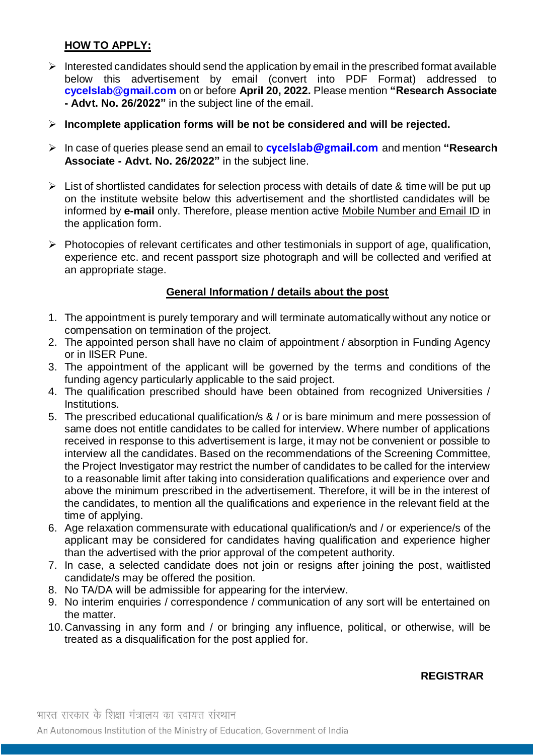## HOW TO APPLY:

- Interested candidates should send the application by email in the prescribed format available below this advertisement by email (convert into PDF Format) addressed to **cycelslab@gmail.com** on or before **April 20, 2022.** Please mention **"Research Associate - Advt. No. 26/2022"** in the subject line of the email.
- **Incomplete application forms will be not be considered and will be rejected.**
- In case of queries please send an email to **cycelslab@gmail.com** and mention **"Research Associate - Advt. No. 26/2022"** in the subject line.
- List of shortlisted candidates for selection process with details of date & time will be put up on the institute website below this advertisement and the shortlisted candidates will be informed by **e-mail** only. Therefore, please mention active Mobile Number and Email ID in the application form.
- Photocopies of relevant certificates and other testimonials in support of age, qualification, experience etc. and recent passport size photograph and will be collected and verified at an appropriate stage.

## General Information / details about the post

1. The appointment is purely temporary and will terminate automatically without any notice or compensation on termination of the project.
2. The appointed person shall have no claim of appointment / absorption in Funding Agency or in IISER Pune.
3. The appointment of the applicant will be governed by the terms and conditions of the funding agency particularly applicable to the said project.
4. The qualification prescribed should have been obtained from recognized Universities / Institutions.
5. The prescribed educational qualification/s & / or is bare minimum and mere possession of same does not entitle candidates to be called for interview. Where number of applications received in response to this advertisement is large, it may not be convenient or possible to interview all the candidates. Based on the recommendations of the Screening Committee, the Project Investigator may restrict the number of candidates to be called for the interview to a reasonable limit after taking into consideration qualifications and experience over and above the minimum prescribed in the advertisement. Therefore, it will be in the interest of the candidates, to mention all the qualifications and experience in the relevant field at the time of applying.
6. Age relaxation commensurate with educational qualification/s and / or experience/s of the applicant may be considered for candidates having qualification and experience higher than the advertised with the prior approval of the competent authority.
7. In case, a selected candidate does not join or resigns after joining the post, waitlisted candidate/s may be offered the position.
8. No TA/DA will be admissible for appearing for the interview.
9. No interim enquiries / correspondence / communication of any sort will be entertained on the matter.
10. Canvassing in any form and / or bringing any influence, political, or otherwise, will be treated as a disqualification for the post applied for.

**REGISTRAR**